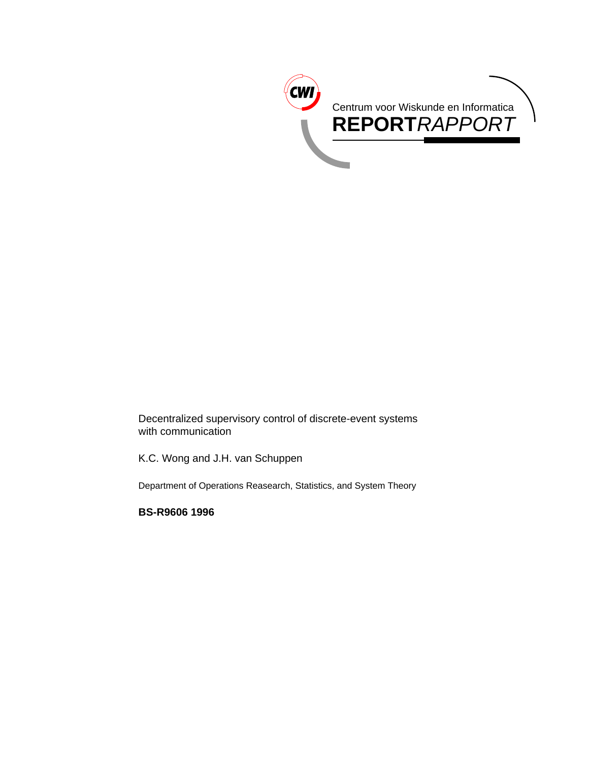CWI

Centrum voor Wiskunde en Informatica

**REPORT***RAPPORT*

Decentralized supervisory control of discrete-event systems with communication

K.C. Wong and J.H. van Schuppen

Department of Operations Reasearch, Statistics, and System Theory

**BS-R9606 1996**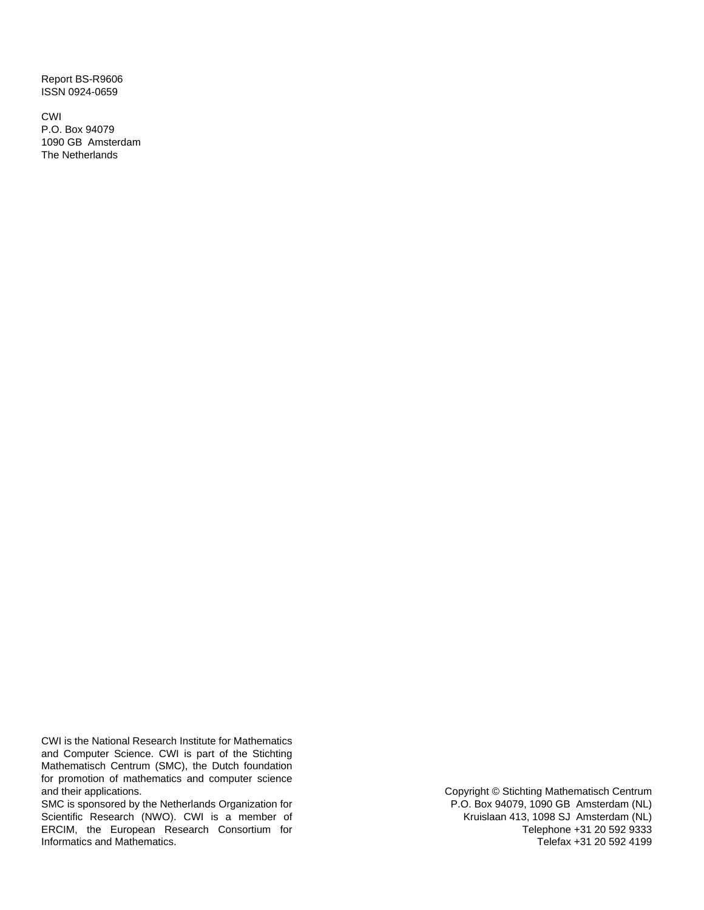Report BS-R9606
ISSN 0924-0659

CWI
P.O. Box 94079
1090 GB Amsterdam
The Netherlands

CWI is the National Research Institute for Mathematics and Computer Science. CWI is part of the Stichting Mathematisch Centrum (SMC), the Dutch foundation for promotion of mathematics and computer science and their applications.
SMC is sponsored by the Netherlands Organization for Scientific Research (NWO). CWI is a member of ERCIM, the European Research Consortium for Informatics and Mathematics.

Copyright © Stichting Mathematisch Centrum
P.O. Box 94079, 1090 GB Amsterdam (NL)
Kruislaan 413, 1098 SJ Amsterdam (NL)
Telephone +31 20 592 9333
Telefax +31 20 592 4199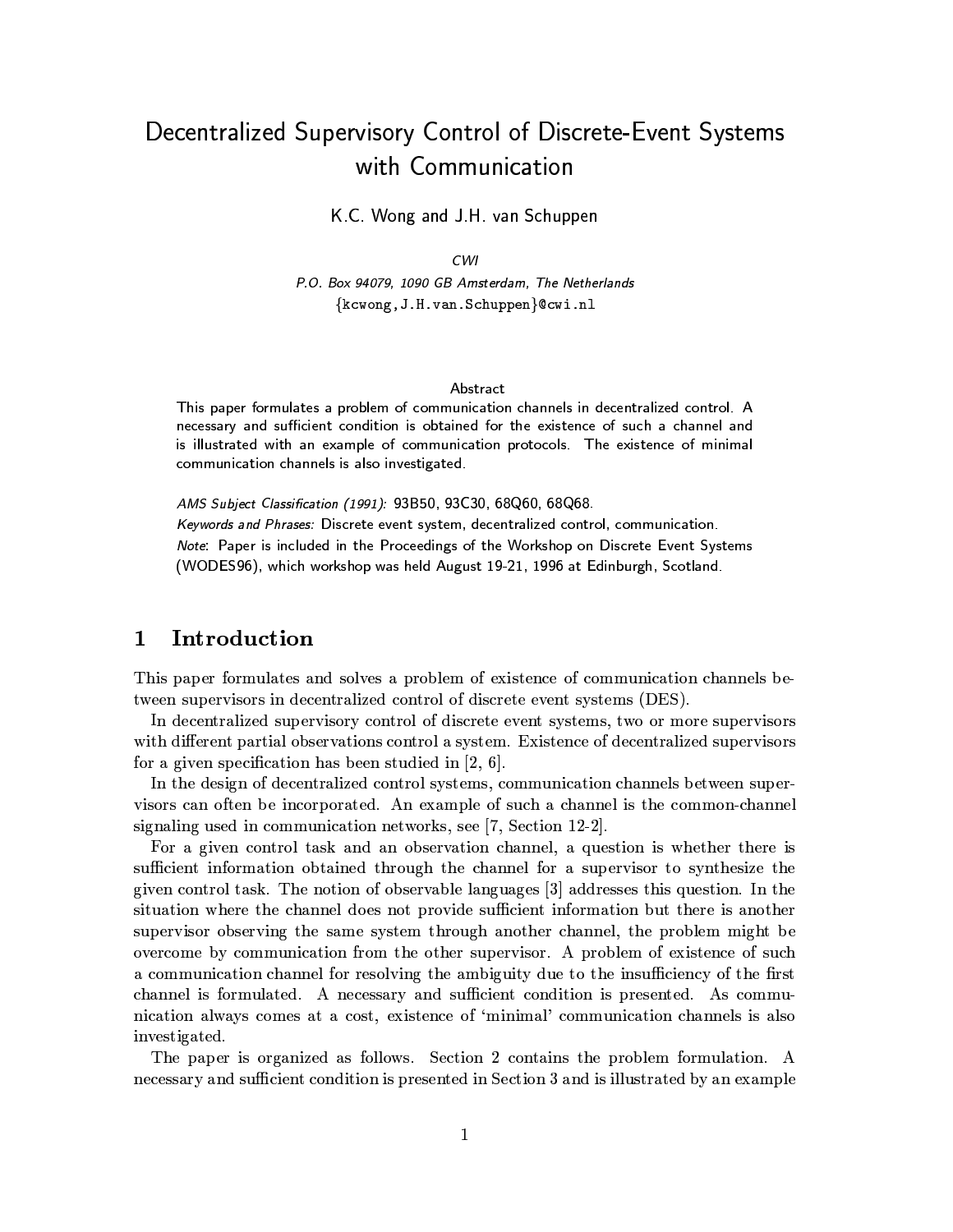# Decentralized Supervisory Control of Discrete-Event Systems with Communication

K.C. Wong and J.H. van Schuppen

*CWI*

*P.O. Box 94079, 1090 GB Amsterdam, The Netherlands*

{kcwong,J.H.van.Schuppen}@cwi.nl

## Abstract

This paper formulates a problem of communication channels in decentralized control. A necessary and sufficient condition is obtained for the existence of such a channel and is illustrated with an example of communication protocols. The existence of minimal communication channels is also investigated.

*AMS Subject Classification (1991):* 93B50, 93C30, 68Q60, 68Q68.

*Keywords and Phrases:* Discrete event system, decentralized control, communication.

*Note*: Paper is included in the Proceedings of the Workshop on Discrete Event Systems (WODES96), which workshop was held August 19-21, 1996 at Edinburgh, Scotland.

## 1 Introduction

This paper formulates and solves a problem of existence of communication channels between supervisors in decentralized control of discrete event systems (DES).

In decentralized supervisory control of discrete event systems, two or more supervisors with different partial observations control a system. Existence of decentralized supervisors for a given specification has been studied in [2, 6].

In the design of decentralized control systems, communication channels between supervisors can often be incorporated. An example of such a channel is the common-channel signaling used in communication networks, see [7, Section 12-2].

For a given control task and an observation channel, a question is whether there is sufficient information obtained through the channel for a supervisor to synthesize the given control task. The notion of observable languages [3] addresses this question. In the situation where the channel does not provide sufficient information but there is another supervisor observing the same system through another channel, the problem might be overcome by communication from the other supervisor. A problem of existence of such a communication channel for resolving the ambiguity due to the insufficiency of the first channel is formulated. A necessary and sufficient condition is presented. As communication always comes at a cost, existence of 'minimal' communication channels is also investigated.

The paper is organized as follows. Section 2 contains the problem formulation. A necessary and sufficient condition is presented in Section 3 and is illustrated by an example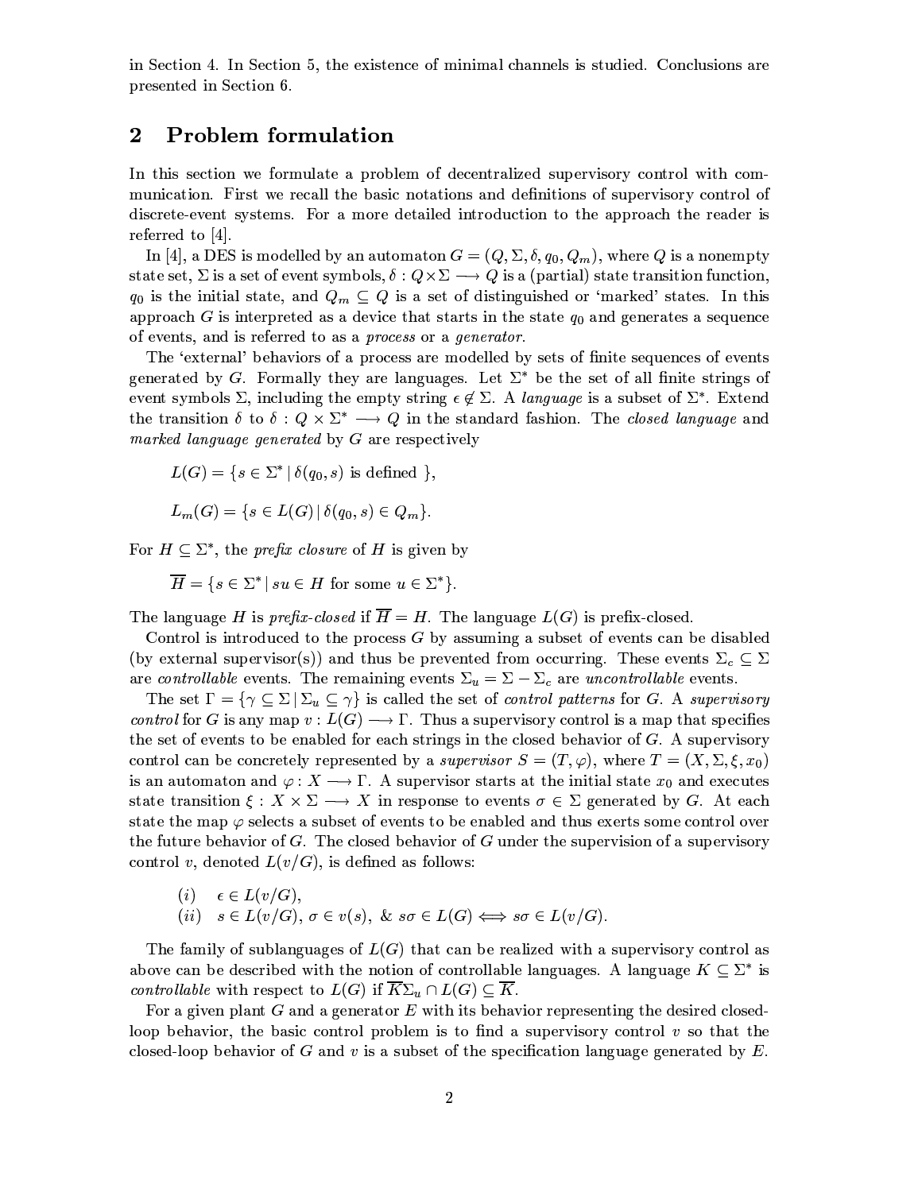in Section 4. In Section 5, the existence of minimal channels is studied. Conclusions are presented in Section 6.

## 2 Problem formulation

In this section we formulate a problem of decentralized supervisory control with communication. First we recall the basic notations and definitions of supervisory control of discrete-event systems. For a more detailed introduction to the approach the reader is referred to [4].

In [4], a DES is modelled by an automaton $G = (Q, \Sigma, \delta, q_0, Q_m)$, where $Q$ is a nonempty state set, $\Sigma$ is a set of event symbols, $\delta : Q \times \Sigma \longrightarrow Q$ is a (partial) state transition function, $q_0$ is the initial state, and $Q_m \subseteq Q$ is a set of distinguished or 'marked' states. In this approach $G$ is interpreted as a device that starts in the state $q_0$ and generates a sequence of events, and is referred to as a *process* or a *generator*.

The 'external' behaviors of a process are modelled by sets of finite sequences of events generated by $G$. Formally they are languages. Let $\Sigma^*$ be the set of all finite strings of event symbols $\Sigma$, including the empty string $\epsilon \notin \Sigma$. A *language* is a subset of $\Sigma^*$. Extend the transition $\delta$ to $\delta : Q \times \Sigma^* \longrightarrow Q$ in the standard fashion. The *closed language* and *marked language generated* by $G$ are respectively

$$L(G) = \{s \in \Sigma^* \mid \delta(q_0, s) \text{ is defined } \},$$

$$L_m(G) = \{s \in L(G) \mid \delta(q_0, s) \in Q_m\}.$$

For $H \subseteq \Sigma^*$, the *prefix closure* of $H$ is given by

$$\overline{H} = \{s \in \Sigma^* \mid su \in H \text{ for some } u \in \Sigma^*\}.$$

The language $H$ is *prefix-closed* if $\overline{H} = H$. The language $L(G)$ is prefix-closed.

Control is introduced to the process $G$ by assuming a subset of events can be disabled (by external supervisor(s)) and thus be prevented from occurring. These events $\Sigma_c \subseteq \Sigma$ are *controllable* events. The remaining events $\Sigma_u = \Sigma - \Sigma_c$ are *uncontrollable* events.

The set $\Gamma = \{\gamma \subseteq \Sigma \mid \Sigma_u \subseteq \gamma\}$ is called the set of *control patterns* for $G$. A *supervisory control* for $G$ is any map $v : L(G) \longrightarrow \Gamma$. Thus a supervisory control is a map that specifies the set of events to be enabled for each strings in the closed behavior of $G$. A supervisory control can be concretely represented by a *supervisor* $S = (T, \varphi)$, where $T = (X, \Sigma, \xi, x_0)$ is an automaton and $\varphi : X \longrightarrow \Gamma$. A supervisor starts at the initial state $x_0$ and executes state transition $\xi : X \times \Sigma \longrightarrow X$ in response to events $\sigma \in \Sigma$ generated by $G$. At each state the map $\varphi$ selects a subset of events to be enabled and thus exerts some control over the future behavior of $G$. The closed behavior of $G$ under the supervision of a supervisory control $v$, denoted $L(v/G)$, is defined as follows:

$$(i) \quad \epsilon \in L(v/G),$$
$$(ii) \quad s \in L(v/G),\ \sigma \in v(s),\ \&\ s\sigma \in L(G) \Longleftrightarrow s\sigma \in L(v/G).$$

The family of sublanguages of $L(G)$ that can be realized with a supervisory control as above can be described with the notion of controllable languages. A language $K \subseteq \Sigma^*$ is *controllable* with respect to $L(G)$ if $\overline{K}\Sigma_u \cap L(G) \subseteq \overline{K}$.

For a given plant $G$ and a generator $E$ with its behavior representing the desired closed-loop behavior, the basic control problem is to find a supervisory control $v$ so that the closed-loop behavior of $G$ and $v$ is a subset of the specification language generated by $E$.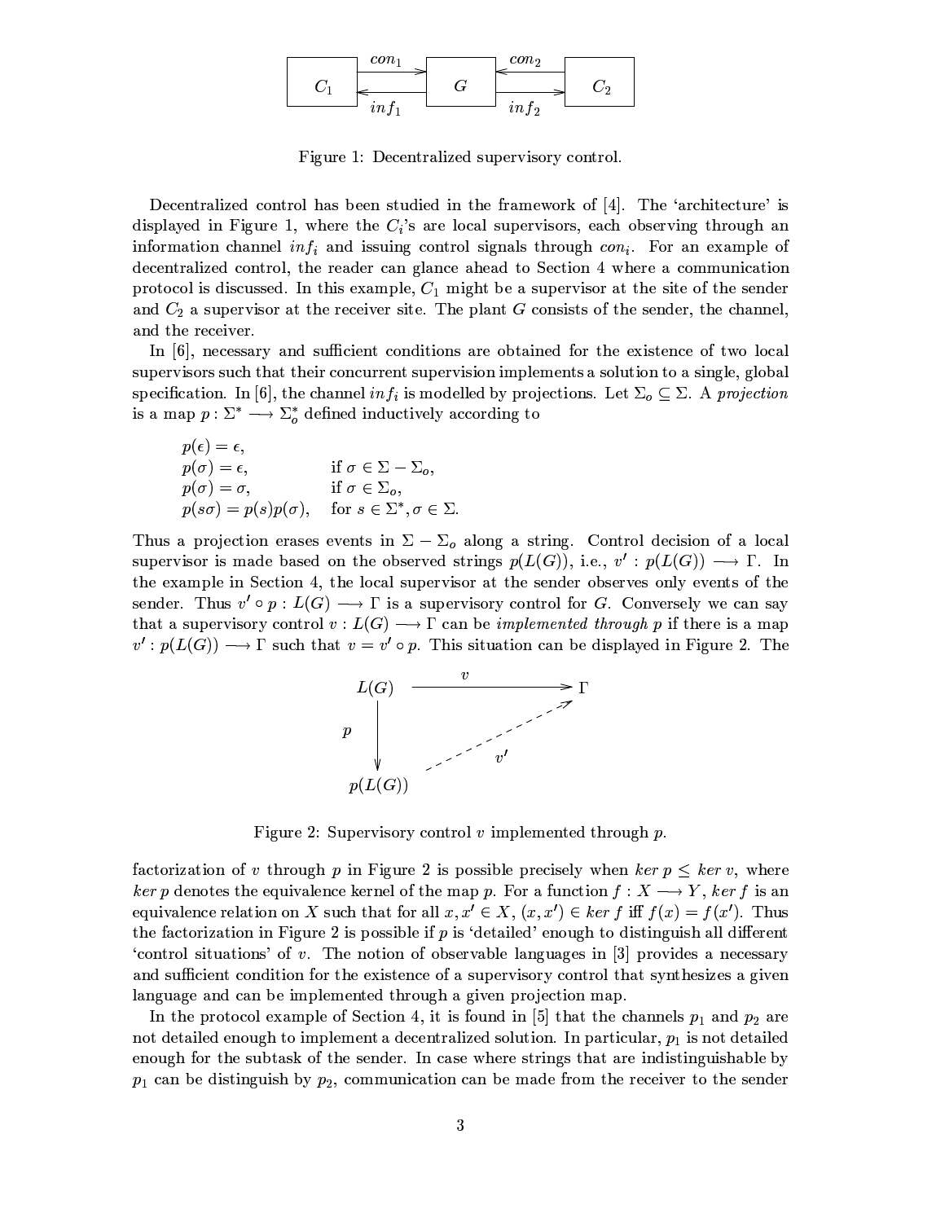Figure 1: Decentralized supervisory control.

Decentralized control has been studied in the framework of [4]. The 'architecture' is displayed in Figure 1, where the $C_i$'s are local supervisors, each observing through an information channel $inf_i$ and issuing control signals through $con_i$. For an example of decentralized control, the reader can glance ahead to Section 4 where a communication protocol is discussed. In this example, $C_1$ might be a supervisor at the site of the sender and $C_2$ a supervisor at the receiver site. The plant $G$ consists of the sender, the channel, and the receiver.

In [6], necessary and sufficient conditions are obtained for the existence of two local supervisors such that their concurrent supervision implements a solution to a single, global specification. In [6], the channel $inf_i$ is modelled by projections. Let $\Sigma_o \subseteq \Sigma$. A *projection* is a map $p : \Sigma^* \longrightarrow \Sigma_o^*$ defined inductively according to

$$
\begin{aligned}
&p(\epsilon) = \epsilon, \\
&p(\sigma) = \epsilon, && \text{if } \sigma \in \Sigma - \Sigma_o, \\
&p(\sigma) = \sigma, && \text{if } \sigma \in \Sigma_o, \\
&p(s\sigma) = p(s)p(\sigma), && \text{for } s \in \Sigma^*, \sigma \in \Sigma.
\end{aligned}
$$

Thus a projection erases events in $\Sigma - \Sigma_o$ along a string. Control decision of a local supervisor is made based on the observed strings $p(L(G))$, i.e., $v' : p(L(G)) \longrightarrow \Gamma$. In the example in Section 4, the local supervisor at the sender observes only events of the sender. Thus $v' \circ p : L(G) \longrightarrow \Gamma$ is a supervisory control for $G$. Conversely we can say that a supervisory control $v : L(G) \longrightarrow \Gamma$ can be *implemented through* $p$ if there is a map $v' : p(L(G)) \longrightarrow \Gamma$ such that $v = v' \circ p$. This situation can be displayed in Figure 2. The

Figure 2: Supervisory control $v$ implemented through $p$.

factorization of $v$ through $p$ in Figure 2 is possible precisely when $ker\, p \leq ker\, v$, where $ker\, p$ denotes the equivalence kernel of the map $p$. For a function $f : X \longrightarrow Y$, $ker\, f$ is an equivalence relation on $X$ such that for all $x, x' \in X$, $(x, x') \in ker\, f$ iff $f(x) = f(x')$. Thus the factorization in Figure 2 is possible if $p$ is 'detailed' enough to distinguish all different 'control situations' of $v$. The notion of observable languages in [3] provides a necessary and sufficient condition for the existence of a supervisory control that synthesizes a given language and can be implemented through a given projection map.

In the protocol example of Section 4, it is found in [5] that the channels $p_1$ and $p_2$ are not detailed enough to implement a decentralized solution. In particular, $p_1$ is not detailed enough for the subtask of the sender. In case where strings that are indistinguishable by $p_1$ can be distinguish by $p_2$, communication can be made from the receiver to the sender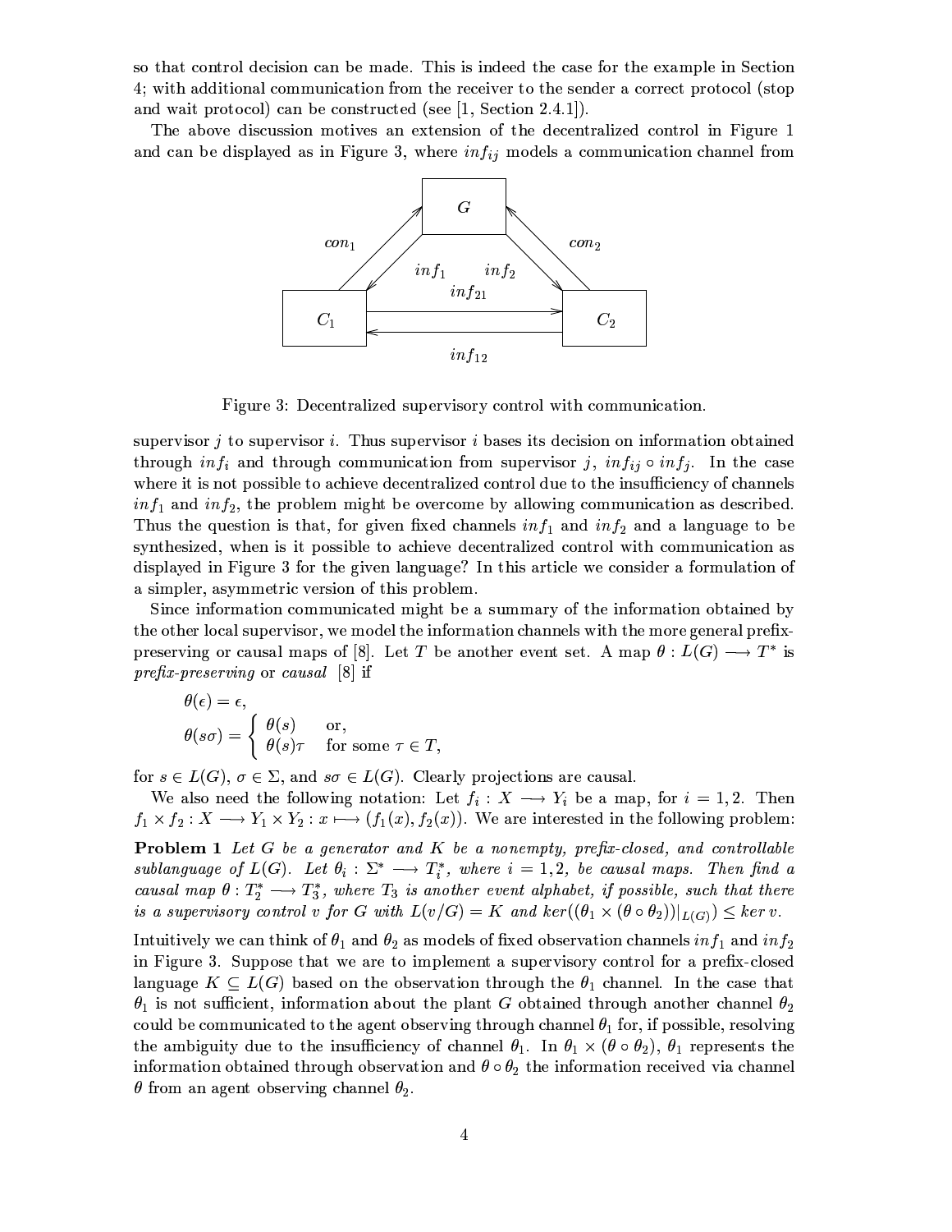so that control decision can be made. This is indeed the case for the example in Section 4; with additional communication from the receiver to the sender a correct protocol (stop and wait protocol) can be constructed (see [1, Section 2.4.1]).

The above discussion motives an extension of the decentralized control in Figure 1 and can be displayed as in Figure 3, where $inf_{ij}$ models a communication channel from

Figure 3: Decentralized supervisory control with communication.

supervisor $j$ to supervisor $i$. Thus supervisor $i$ bases its decision on information obtained through $inf_i$ and through communication from supervisor $j$, $inf_{ij} \circ inf_j$. In the case where it is not possible to achieve decentralized control due to the insufficiency of channels $inf_1$ and $inf_2$, the problem might be overcome by allowing communication as described. Thus the question is that, for given fixed channels $inf_1$ and $inf_2$ and a language to be synthesized, when is it possible to achieve decentralized control with communication as displayed in Figure 3 for the given language? In this article we consider a formulation of a simpler, asymmetric version of this problem.

Since information communicated might be a summary of the information obtained by the other local supervisor, we model the information channels with the more general prefix-preserving or causal maps of [8]. Let $T$ be another event set. A map $\theta : L(G) \longrightarrow T^*$ is *prefix-preserving* or *causal* [8] if

$$\theta(\epsilon) = \epsilon,$$

$$\theta(s\sigma) = \begin{cases} \theta(s) & \text{or,} \\ \theta(s)\tau & \text{for some } \tau \in T, \end{cases}$$

for $s \in L(G)$, $\sigma \in \Sigma$, and $s\sigma \in L(G)$. Clearly projections are causal.

We also need the following notation: Let $f_i : X \longrightarrow Y_i$ be a map, for $i = 1, 2$. Then $f_1 \times f_2 : X \longrightarrow Y_1 \times Y_2 : x \longmapsto (f_1(x), f_2(x))$. We are interested in the following problem:

**Problem 1** *Let $G$ be a generator and $K$ be a nonempty, prefix-closed, and controllable sublanguage of $L(G)$. Let $\theta_i : \Sigma^* \longrightarrow T_i^*$, where $i = 1, 2$, be causal maps. Then find a causal map $\theta : T_2^* \longrightarrow T_3^*$, where $T_3$ is another event alphabet, if possible, such that there is a supervisory control $v$ for $G$ with $L(v/G) = K$ and $ker((\theta_1 \times (\theta \circ \theta_2))|_{L(G)}) \leq ker\, v$.*

Intuitively we can think of $\theta_1$ and $\theta_2$ as models of fixed observation channels $inf_1$ and $inf_2$ in Figure 3. Suppose that we are to implement a supervisory control for a prefix-closed language $K \subseteq L(G)$ based on the observation through the $\theta_1$ channel. In the case that $\theta_1$ is not sufficient, information about the plant $G$ obtained through another channel $\theta_2$ could be communicated to the agent observing through channel $\theta_1$ for, if possible, resolving the ambiguity due to the insufficiency of channel $\theta_1$. In $\theta_1 \times (\theta \circ \theta_2)$, $\theta_1$ represents the information obtained through observation and $\theta \circ \theta_2$ the information received via channel $\theta$ from an agent observing channel $\theta_2$.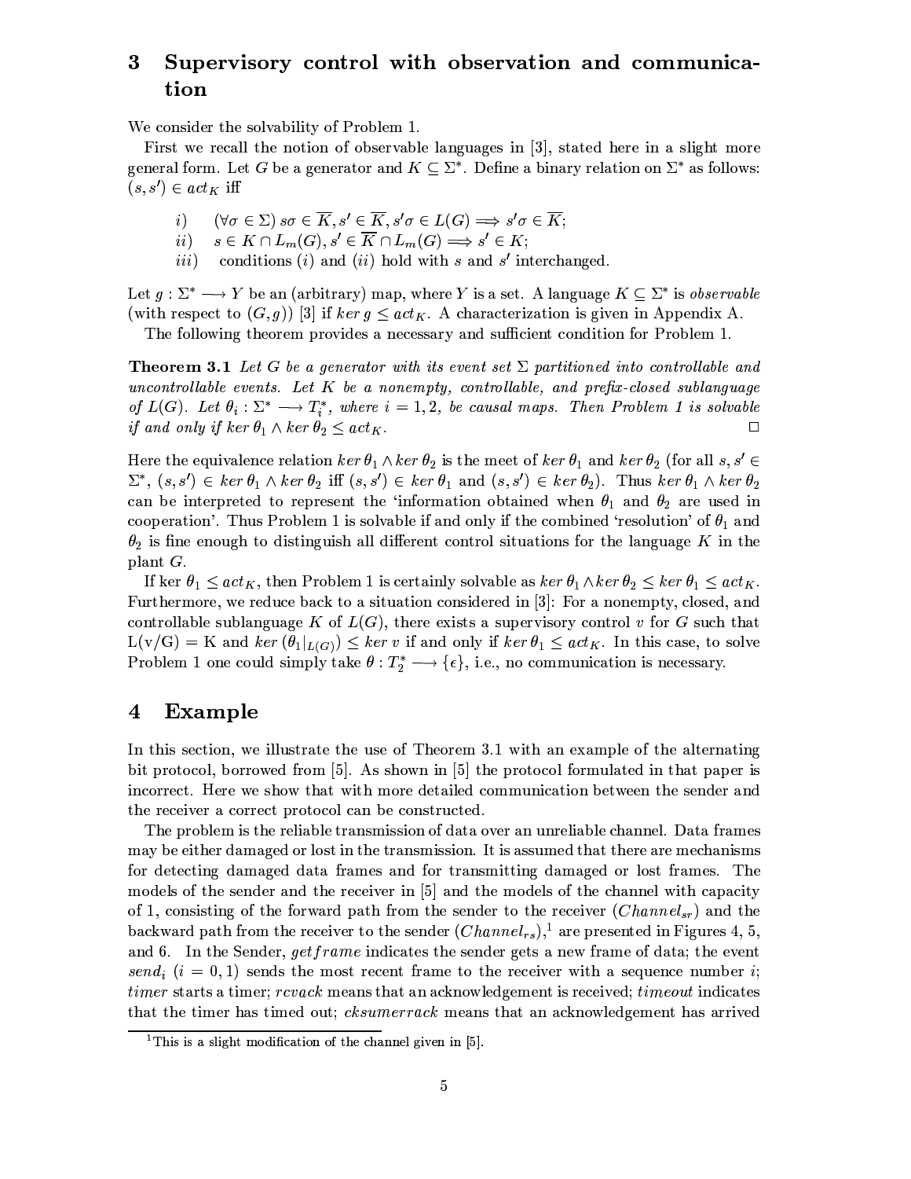## 3 Supervisory control with observation and communication

We consider the solvability of Problem 1.

First we recall the notion of observable languages in [3], stated here in a slight more general form. Let $G$ be a generator and $K \subseteq \Sigma^*$. Define a binary relation on $\Sigma^*$ as follows: $(s, s') \in act_K$ iff

- $i)$ $\quad (\forall \sigma \in \Sigma)\, s\sigma \in \overline{K}, s' \in \overline{K}, s'\sigma \in L(G) \Longrightarrow s'\sigma \in \overline{K}$;
- $ii)$ $\quad s \in K \cap L_m(G), s' \in \overline{K} \cap L_m(G) \Longrightarrow s' \in K$;
- $iii)$ $\quad$ conditions $(i)$ and $(ii)$ hold with $s$ and $s'$ interchanged.

Let $g : \Sigma^* \longrightarrow Y$ be an (arbitrary) map, where $Y$ is a set. A language $K \subseteq \Sigma^*$ is *observable* (with respect to $(G, g)$) [3] if $ker\, g \leq act_K$. A characterization is given in Appendix A.

The following theorem provides a necessary and sufficient condition for Problem 1.

**Theorem 3.1** *Let $G$ be a generator with its event set $\Sigma$ partitioned into controllable and uncontrollable events. Let $K$ be a nonempty, controllable, and prefix-closed sublanguage of $L(G)$. Let $\theta_i : \Sigma^* \longrightarrow T_i^*$, where $i = 1, 2$, be causal maps. Then Problem 1 is solvable if and only if $ker\, \theta_1 \wedge ker\, \theta_2 \leq act_K$.* □

Here the equivalence relation $ker\, \theta_1 \wedge ker\, \theta_2$ is the meet of $ker\, \theta_1$ and $ker\, \theta_2$ (for all $s, s' \in \Sigma^*$, $(s, s') \in ker\, \theta_1 \wedge ker\, \theta_2$ iff $(s, s') \in ker\, \theta_1$ and $(s, s') \in ker\, \theta_2$). Thus $ker\, \theta_1 \wedge ker\, \theta_2$ can be interpreted to represent the 'information obtained when $\theta_1$ and $\theta_2$ are used in cooperation'. Thus Problem 1 is solvable if and only if the combined 'resolution' of $\theta_1$ and $\theta_2$ is fine enough to distinguish all different control situations for the language $K$ in the plant $G$.

If ker $\theta_1 \leq act_K$, then Problem 1 is certainly solvable as $ker\, \theta_1 \wedge ker\, \theta_2 \leq ker\, \theta_1 \leq act_K$. Furthermore, we reduce back to a situation considered in [3]: For a nonempty, closed, and controllable sublanguage $K$ of $L(G)$, there exists a supervisory control $v$ for $G$ such that $L(v/G) = K$ and $ker\, (\theta_1|_{L(G)}) \leq ker\, v$ if and only if $ker\, \theta_1 \leq act_K$. In this case, to solve Problem 1 one could simply take $\theta : T_2^* \longrightarrow \{\epsilon\}$, i.e., no communication is necessary.

## 4 Example

In this section, we illustrate the use of Theorem 3.1 with an example of the alternating bit protocol, borrowed from [5]. As shown in [5] the protocol formulated in that paper is incorrect. Here we show that with more detailed communication between the sender and the receiver a correct protocol can be constructed.

The problem is the reliable transmission of data over an unreliable channel. Data frames may be either damaged or lost in the transmission. It is assumed that there are mechanisms for detecting damaged data frames and for transmitting damaged or lost frames. The models of the sender and the receiver in [5] and the models of the channel with capacity of 1, consisting of the forward path from the sender to the receiver ($Channel_{sr}$) and the backward path from the receiver to the sender ($Channel_{rs}$),[1] are presented in Figures 4, 5, and 6. In the Sender, $getframe$ indicates the sender gets a new frame of data; the event $send_i$ ($i = 0, 1$) sends the most recent frame to the receiver with a sequence number $i$; $timer$ starts a timer; $rcvack$ means that an acknowledgement is received; $timeout$ indicates that the timer has timed out; $cksumerrack$ means that an acknowledgement has arrived

[1] This is a slight modification of the channel given in [5].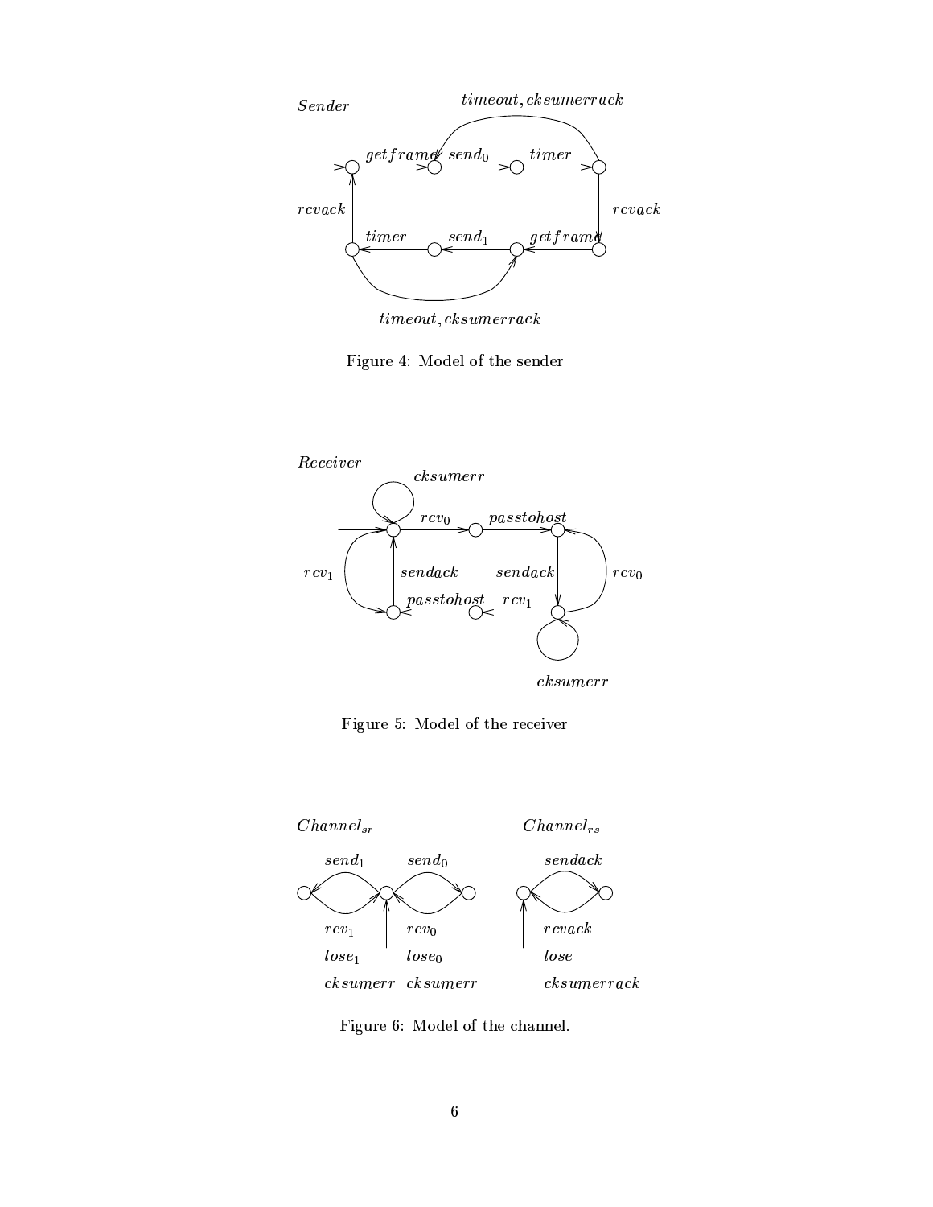Figure 4: Model of the sender

Figure 5: Model of the receiver

Figure 6: Model of the channel.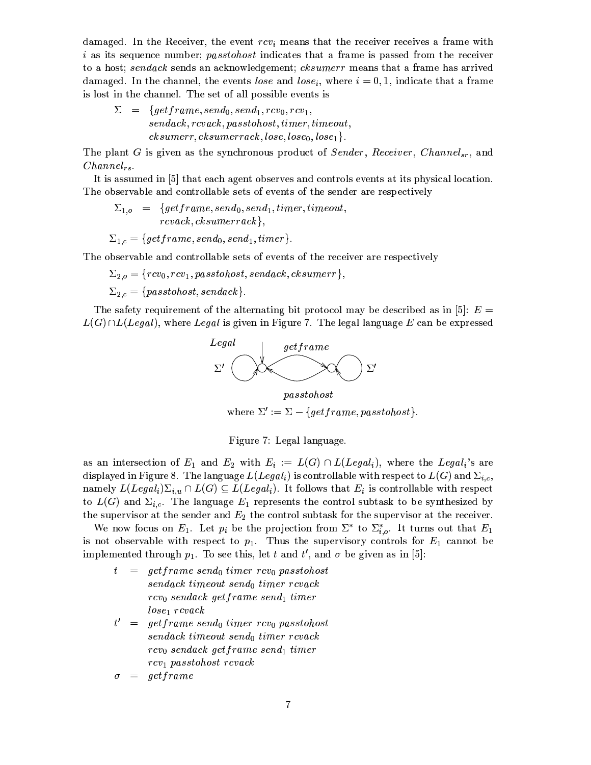damaged. In the Receiver, the event $rcv_i$ means that the receiver receives a frame with $i$ as its sequence number; $passtohost$ indicates that a frame is passed from the receiver to a host; $sendack$ sends an acknowledgement; $cksumerr$ means that a frame has arrived damaged. In the channel, the events $lose$ and $lose_i$, where $i = 0, 1$, indicate that a frame is lost in the channel. The set of all possible events is

$$\begin{aligned}\Sigma \;=\; & \{getframe, send_0, send_1, rcv_0, rcv_1,\\ & sendack, rcvack, passtohost, timer, timeout,\\ & cksumerr, cksumerrack, lose, lose_0, lose_1\}.\end{aligned}$$

The plant $G$ is given as the synchronous product of $Sender$, $Receiver$, $Channel_{sr}$, and $Channel_{rs}$.

It is assumed in [5] that each agent observes and controls events at its physical location. The observable and controllable sets of events of the sender are respectively

$$\begin{aligned}\Sigma_{1,o} \;=\; & \{getframe, send_0, send_1, timer, timeout,\\ & rcvack, cksumerrack\},\end{aligned}$$

$$\Sigma_{1,c} = \{getframe, send_0, send_1, timer\}.$$

The observable and controllable sets of events of the receiver are respectively

$$\Sigma_{2,o} = \{rcv_0, rcv_1, passtohost, sendack, cksumerr\},$$

$$\Sigma_{2,c} = \{passtohost, sendack\}.$$

The safety requirement of the alternating bit protocol may be described as in [5]: $E = L(G) \cap L(Legal)$, where $Legal$ is given in Figure 7. The legal language $E$ can be expressed

where $\Sigma' := \Sigma - \{getframe, passtohost\}$.

Figure 7: Legal language.

as an intersection of $E_1$ and $E_2$ with $E_i := L(G) \cap L(Legal_i)$, where the $Legal_i$'s are displayed in Figure 8. The language $L(Legal_i)$ is controllable with respect to $L(G)$ and $\Sigma_{i,c}$, namely $L(Legal_i)\Sigma_{i,u} \cap L(G) \subseteq L(Legal_i)$. It follows that $E_i$ is controllable with respect to $L(G)$ and $\Sigma_{i,c}$. The language $E_1$ represents the control subtask to be synthesized by the supervisor at the sender and $E_2$ the control subtask for the supervisor at the receiver.

We now focus on $E_1$. Let $p_i$ be the projection from $\Sigma^*$ to $\Sigma_{i,o}^*$. It turns out that $E_1$ is not observable with respect to $p_1$. Thus the supervisory controls for $E_1$ cannot be implemented through $p_1$. To see this, let $t$ and $t'$, and $\sigma$ be given as in [5]:

$$\begin{aligned}t \;=\; & getframe\ send_0\ timer\ rcv_0\ passtohost\\ & sendack\ timeout\ send_0\ timer\ rcvack\\ & rcv_0\ sendack\ getframe\ send_1\ timer\\ & lose_1\ rcvack\\ t' \;=\; & getframe\ send_0\ timer\ rcv_0\ passtohost\\ & sendack\ timeout\ send_0\ timer\ rcvack\\ & rcv_0\ sendack\ getframe\ send_1\ timer\\ & rcv_1\ passtohost\ rcvack\\ \sigma \;=\; & getframe\end{aligned}$$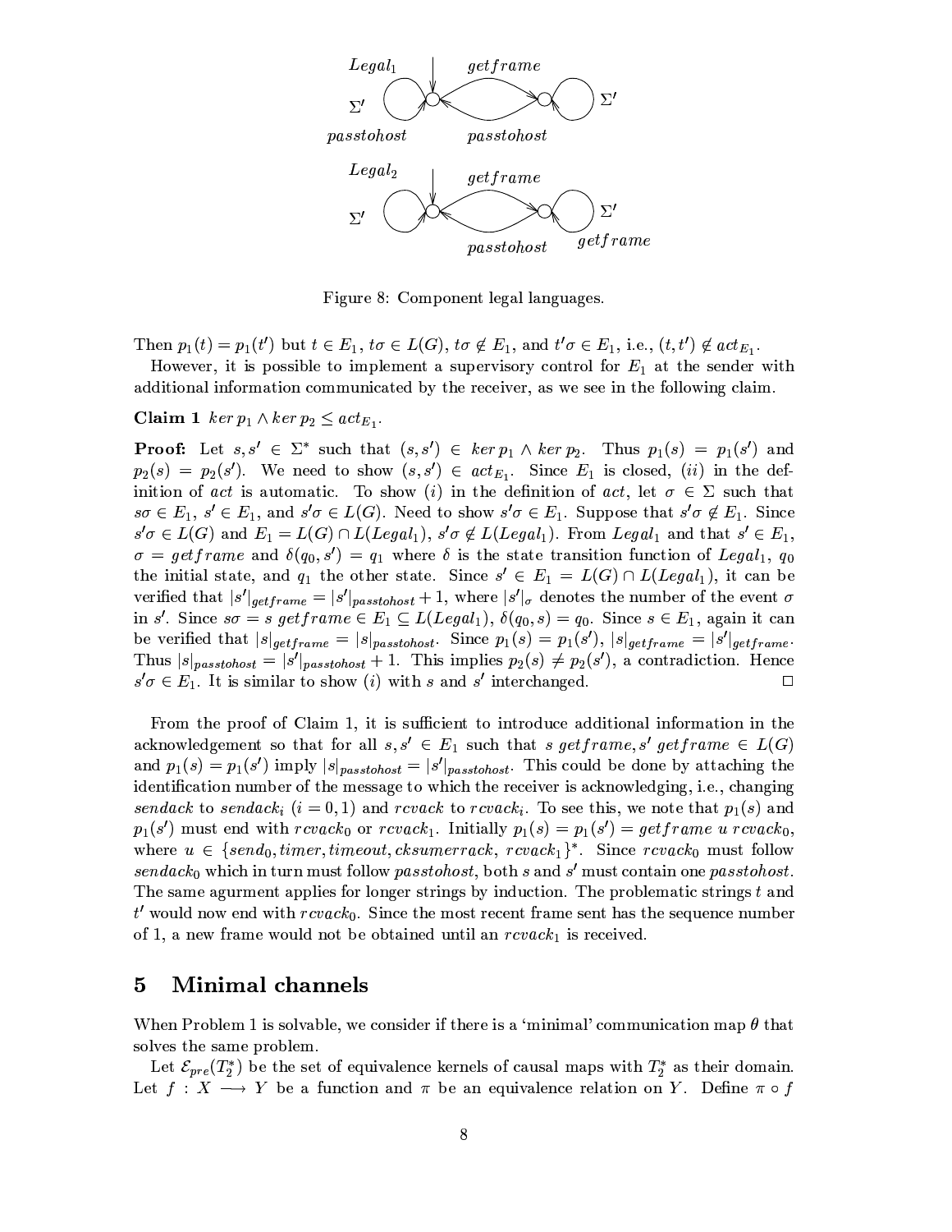Figure 8: Component legal languages.

Then $p_1(t) = p_1(t')$ but $t \in E_1$, $t\sigma \in L(G)$, $t\sigma \notin E_1$, and $t'\sigma \in E_1$, i.e., $(t,t') \notin act_{E_1}$.

However, it is possible to implement a supervisory control for $E_1$ at the sender with additional information communicated by the receiver, as we see in the following claim.

**Claim 1** *$ker\, p_1 \wedge ker\, p_2 \leq act_{E_1}$.*

**Proof:** Let $s, s' \in \Sigma^*$ such that $(s, s') \in ker\, p_1 \wedge ker\, p_2$. Thus $p_1(s) = p_1(s')$ and $p_2(s) = p_2(s')$. We need to show $(s, s') \in act_{E_1}$. Since $E_1$ is closed, $(ii)$ in the definition of $act$ is automatic. To show $(i)$ in the definition of $act$, let $\sigma \in \Sigma$ such that $s\sigma \in E_1$, $s' \in E_1$, and $s'\sigma \in L(G)$. Need to show $s'\sigma \in E_1$. Suppose that $s'\sigma \notin E_1$. Since $s'\sigma \in L(G)$ and $E_1 = L(G) \cap L(Legal_1)$, $s'\sigma \notin L(Legal_1)$. From $Legal_1$ and that $s' \in E_1$, $\sigma = getframe$ and $\delta(q_0, s') = q_1$ where $\delta$ is the state transition function of $Legal_1$, $q_0$ the initial state, and $q_1$ the other state. Since $s' \in E_1 = L(G) \cap L(Legal_1)$, it can be verified that $|s'|_{getframe} = |s'|_{passtohost} + 1$, where $|s'|_\sigma$ denotes the number of the event $\sigma$ in $s'$. Since $s\sigma = s\ getframe \in E_1 \subseteq L(Legal_1)$, $\delta(q_0, s) = q_0$. Since $s \in E_1$, again it can be verified that $|s|_{getframe} = |s|_{passtohost}$. Since $p_1(s) = p_1(s')$, $|s|_{getframe} = |s'|_{getframe}$. Thus $|s|_{passtohost} = |s'|_{passtohost} + 1$. This implies $p_2(s) \neq p_2(s')$, a contradiction. Hence $s'\sigma \in E_1$. It is similar to show $(i)$ with $s$ and $s'$ interchanged. □

From the proof of Claim 1, it is sufficient to introduce additional information in the acknowledgement so that for all $s, s' \in E_1$ such that $s\ getframe, s'\ getframe \in L(G)$ and $p_1(s) = p_1(s')$ imply $|s|_{passtohost} = |s'|_{passtohost}$. This could be done by attaching the identification number of the message to which the receiver is acknowledging, i.e., changing $sendack$ to $sendack_i$ $(i = 0, 1)$ and $rcvack$ to $rcvack_i$. To see this, we note that $p_1(s)$ and $p_1(s')$ must end with $rcvack_0$ or $rcvack_1$. Initially $p_1(s) = p_1(s') = getframe\ u\ rcvack_0$, where $u \in \{send_0, timer, timeout, cksumerrack,\ rcvack_1\}^*$. Since $rcvack_0$ must follow $sendack_0$ which in turn must follow $passtohost$, both $s$ and $s'$ must contain one $passtohost$. The same agurment applies for longer strings by induction. The problematic strings $t$ and $t'$ would now end with $rcvack_0$. Since the most recent frame sent has the sequence number of 1, a new frame would not be obtained until an $rcvack_1$ is received.

## 5 Minimal channels

When Problem 1 is solvable, we consider if there is a 'minimal' communication map $\theta$ that solves the same problem.

Let $\mathcal{E}_{pre}(T_2^*)$ be the set of equivalence kernels of causal maps with $T_2^*$ as their domain. Let $f : X \longrightarrow Y$ be a function and $\pi$ be an equivalence relation on $Y$. Define $\pi \circ f$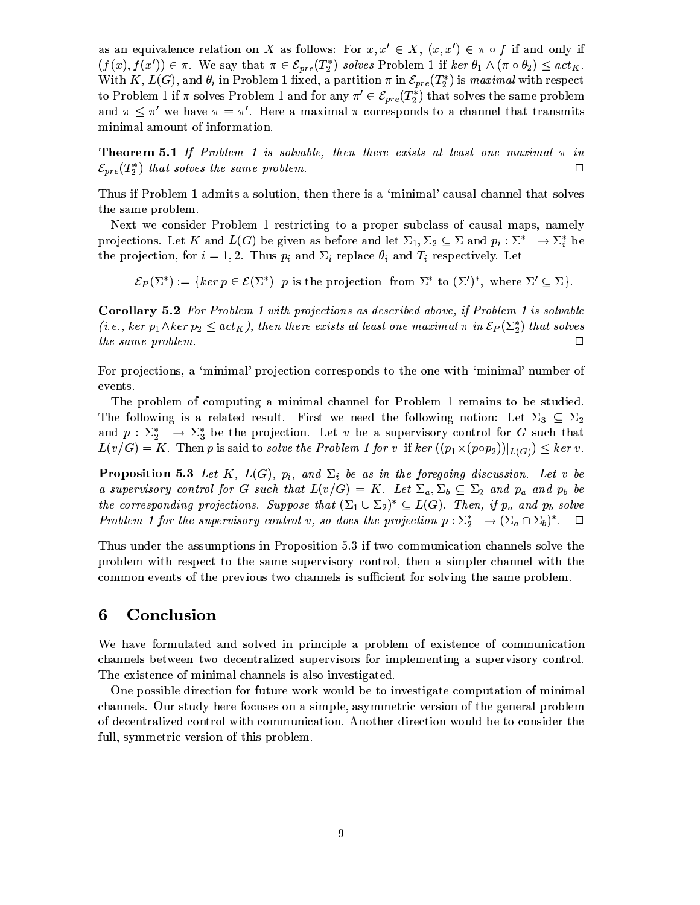as an equivalence relation on $X$ as follows: For $x, x' \in X$, $(x, x') \in \pi \circ f$ if and only if $(f(x), f(x')) \in \pi$. We say that $\pi \in \mathcal{E}_{pre}(T_2^*)$ *solves* Problem 1 if $ker\ \theta_1 \wedge (\pi \circ \theta_2) \leq act_K$. With $K$, $L(G)$, and $\theta_i$ in Problem 1 fixed, a partition $\pi$ in $\mathcal{E}_{pre}(T_2^*)$ is *maximal* with respect to Problem 1 if $\pi$ solves Problem 1 and for any $\pi' \in \mathcal{E}_{pre}(T_2^*)$ that solves the same problem and $\pi \leq \pi'$ we have $\pi = \pi'$. Here a maximal $\pi$ corresponds to a channel that transmits minimal amount of information.

**Theorem 5.1** *If Problem 1 is solvable, then there exists at least one maximal $\pi$ in $\mathcal{E}_{pre}(T_2^*)$ that solves the same problem.* □

Thus if Problem 1 admits a solution, then there is a 'minimal' causal channel that solves the same problem.

Next we consider Problem 1 restricting to a proper subclass of causal maps, namely projections. Let $K$ and $L(G)$ be given as before and let $\Sigma_1, \Sigma_2 \subseteq \Sigma$ and $p_i : \Sigma^* \longrightarrow \Sigma_i^*$ be the projection, for $i = 1, 2$. Thus $p_i$ and $\Sigma_i$ replace $\theta_i$ and $T_i$ respectively. Let

$$\mathcal{E}_P(\Sigma^*) := \{ker\ p \in \mathcal{E}(\Sigma^*) \mid p \text{ is the projection from } \Sigma^* \text{ to } (\Sigma')^*, \text{ where } \Sigma' \subseteq \Sigma\}.$$

**Corollary 5.2** *For Problem 1 with projections as described above, if Problem 1 is solvable (i.e., $ker\ p_1 \wedge ker\ p_2 \leq act_K$), then there exists at least one maximal $\pi$ in $\mathcal{E}_P(\Sigma_2^*)$ that solves the same problem.* □

For projections, a 'minimal' projection corresponds to the one with 'minimal' number of events.

The problem of computing a minimal channel for Problem 1 remains to be studied. The following is a related result. First we need the following notion: Let $\Sigma_3 \subseteq \Sigma_2$ and $p : \Sigma_2^* \longrightarrow \Sigma_3^*$ be the projection. Let $v$ be a supervisory control for $G$ such that $L(v/G) = K$. Then $p$ is said to *solve the Problem 1 for $v$* if $ker\ ((p_1 \times (p \circ p_2))|_{L(G)}) \leq ker\ v$.

**Proposition 5.3** *Let $K$, $L(G)$, $p_i$, and $\Sigma_i$ be as in the foregoing discussion. Let $v$ be a supervisory control for $G$ such that $L(v/G) = K$. Let $\Sigma_a, \Sigma_b \subseteq \Sigma_2$ and $p_a$ and $p_b$ be the corresponding projections. Suppose that $(\Sigma_1 \cup \Sigma_2)^* \subseteq L(G)$. Then, if $p_a$ and $p_b$ solve Problem 1 for the supervisory control $v$, so does the projection $p : \Sigma_2^* \longrightarrow (\Sigma_a \cap \Sigma_b)^*$.* □

Thus under the assumptions in Proposition 5.3 if two communication channels solve the problem with respect to the same supervisory control, then a simpler channel with the common events of the previous two channels is sufficient for solving the same problem.

## 6 Conclusion

We have formulated and solved in principle a problem of existence of communication channels between two decentralized supervisors for implementing a supervisory control. The existence of minimal channels is also investigated.

One possible direction for future work would be to investigate computation of minimal channels. Our study here focuses on a simple, asymmetric version of the general problem of decentralized control with communication. Another direction would be to consider the full, symmetric version of this problem.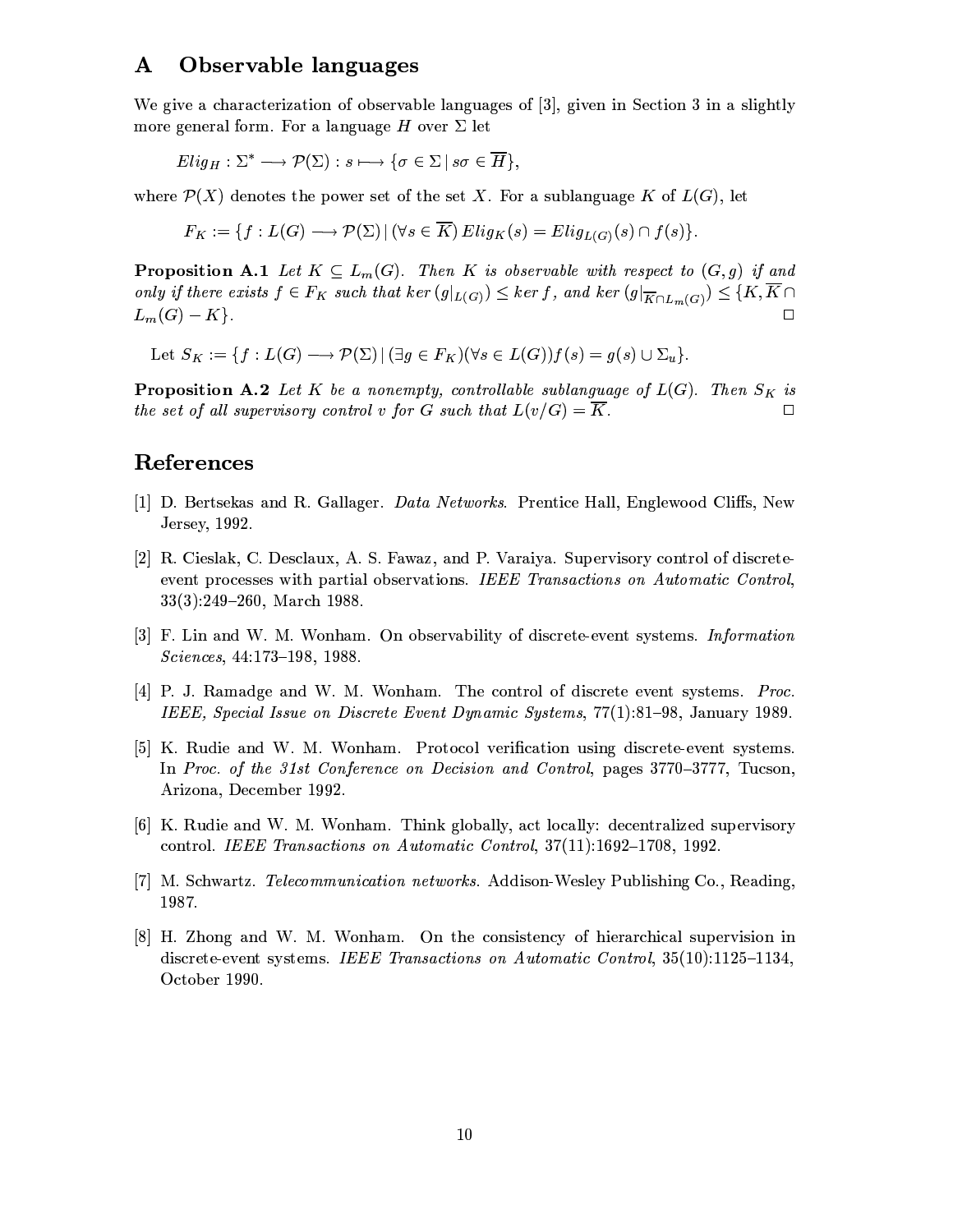# A Observable languages

We give a characterization of observable languages of [3], given in Section 3 in a slightly more general form. For a language $H$ over $\Sigma$ let

$$Elig_H : \Sigma^* \longrightarrow \mathcal{P}(\Sigma) : s \longmapsto \{\sigma \in \Sigma \mid s\sigma \in \overline{H}\},$$

where $\mathcal{P}(X)$ denotes the power set of the set $X$. For a sublanguage $K$ of $L(G)$, let

$$F_K := \{f : L(G) \longrightarrow \mathcal{P}(\Sigma) \mid (\forall s \in \overline{K})\, Elig_K(s) = Elig_{L(G)}(s) \cap f(s)\}.$$

**Proposition A.1** *Let $K \subseteq L_m(G)$. Then $K$ is observable with respect to $(G, g)$ if and only if there exists $f \in F_K$ such that $ker\,(g|_{L(G)}) \leq ker\, f$, and $ker\,(g|_{\overline{K} \cap L_m(G)}) \leq \{K, \overline{K} \cap L_m(G) - K\}$.* $\square$

Let $S_K := \{f : L(G) \longrightarrow \mathcal{P}(\Sigma) \mid (\exists g \in F_K)(\forall s \in L(G)) f(s) = g(s) \cup \Sigma_u\}$.

**Proposition A.2** *Let $K$ be a nonempty, controllable sublanguage of $L(G)$. Then $S_K$ is the set of all supervisory control $v$ for $G$ such that $L(v/G) = \overline{K}$.* $\square$

# References

[1] D. Bertsekas and R. Gallager. *Data Networks*. Prentice Hall, Englewood Cliffs, New Jersey, 1992.

[2] R. Cieslak, C. Desclaux, A. S. Fawaz, and P. Varaiya. Supervisory control of discrete-event processes with partial observations. *IEEE Transactions on Automatic Control*, 33(3):249–260, March 1988.

[3] F. Lin and W. M. Wonham. On observability of discrete-event systems. *Information Sciences*, 44:173–198, 1988.

[4] P. J. Ramadge and W. M. Wonham. The control of discrete event systems. *Proc. IEEE, Special Issue on Discrete Event Dynamic Systems*, 77(1):81–98, January 1989.

[5] K. Rudie and W. M. Wonham. Protocol verification using discrete-event systems. In *Proc. of the 31st Conference on Decision and Control*, pages 3770–3777, Tucson, Arizona, December 1992.

[6] K. Rudie and W. M. Wonham. Think globally, act locally: decentralized supervisory control. *IEEE Transactions on Automatic Control*, 37(11):1692–1708, 1992.

[7] M. Schwartz. *Telecommunication networks*. Addison-Wesley Publishing Co., Reading, 1987.

[8] H. Zhong and W. M. Wonham. On the consistency of hierarchical supervision in discrete-event systems. *IEEE Transactions on Automatic Control*, 35(10):1125–1134, October 1990.